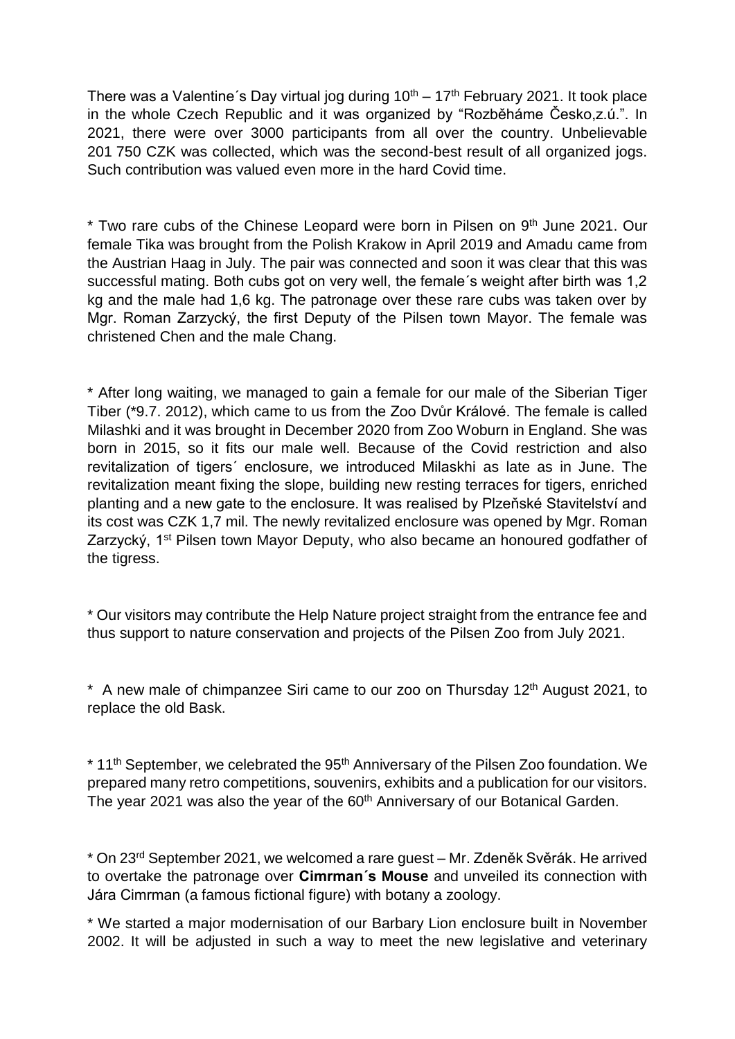There was a Valentine´s Day virtual jog during 10th – 17th February 2021. It took place in the whole Czech Republic and it was organized by "Rozběháme Česko,z.ú.". In 2021, there were over 3000 participants from all over the country. Unbelievable 201 750 CZK was collected, which was the second-best result of all organized jogs. Such contribution was valued even more in the hard Covid time.

* Two rare cubs of the Chinese Leopard were born in Pilsen on 9th June 2021. Our female Tika was brought from the Polish Krakow in April 2019 and Amadu came from the Austrian Haag in July. The pair was connected and soon it was clear that this was successful mating. Both cubs got on very well, the female´s weight after birth was 1,2 kg and the male had 1,6 kg. The patronage over these rare cubs was taken over by Mgr. Roman Zarzycký, the first Deputy of the Pilsen town Mayor. The female was christened Chen and the male Chang.

* After long waiting, we managed to gain a female for our male of the Siberian Tiger Tiber (*9.7. 2012), which came to us from the Zoo Dvůr Králové. The female is called Milashki and it was brought in December 2020 from Zoo Woburn in England. She was born in 2015, so it fits our male well. Because of the Covid restriction and also revitalization of tigers´ enclosure, we introduced Milaskhi as late as in June. The revitalization meant fixing the slope, building new resting terraces for tigers, enriched planting and a new gate to the enclosure. It was realised by Plzeňské Stavitelství and its cost was CZK 1,7 mil. The newly revitalized enclosure was opened by Mgr. Roman Zarzycký, 1st Pilsen town Mayor Deputy, who also became an honoured godfather of the tigress.

* Our visitors may contribute the Help Nature project straight from the entrance fee and thus support to nature conservation and projects of the Pilsen Zoo from July 2021.

* A new male of chimpanzee Siri came to our zoo on Thursday 12th August 2021, to replace the old Bask.

* 11th September, we celebrated the 95th Anniversary of the Pilsen Zoo foundation. We prepared many retro competitions, souvenirs, exhibits and a publication for our visitors. The year 2021 was also the year of the 60th Anniversary of our Botanical Garden.

* On 23rd September 2021, we welcomed a rare guest – Mr. Zdeněk Svěrák. He arrived to overtake the patronage over **Cimrman´s Mouse** and unveiled its connection with Jára Cimrman (a famous fictional figure) with botany a zoology.

* We started a major modernisation of our Barbary Lion enclosure built in November 2002. It will be adjusted in such a way to meet the new legislative and veterinary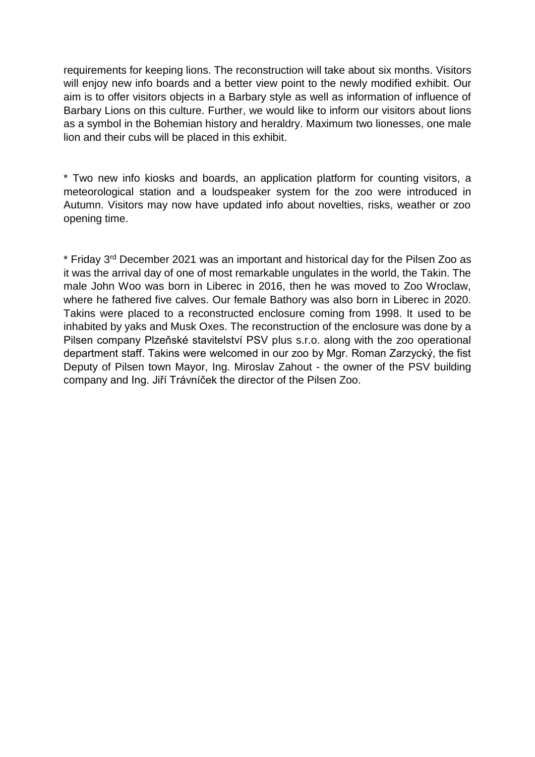requirements for keeping lions. The reconstruction will take about six months. Visitors will enjoy new info boards and a better view point to the newly modified exhibit. Our aim is to offer visitors objects in a Barbary style as well as information of influence of Barbary Lions on this culture. Further, we would like to inform our visitors about lions as a symbol in the Bohemian history and heraldry. Maximum two lionesses, one male lion and their cubs will be placed in this exhibit.

* Two new info kiosks and boards, an application platform for counting visitors, a meteorological station and a loudspeaker system for the zoo were introduced in Autumn. Visitors may now have updated info about novelties, risks, weather or zoo opening time.

* Friday 3rd December 2021 was an important and historical day for the Pilsen Zoo as it was the arrival day of one of most remarkable ungulates in the world, the Takin. The male John Woo was born in Liberec in 2016, then he was moved to Zoo Wroclaw, where he fathered five calves. Our female Bathory was also born in Liberec in 2020. Takins were placed to a reconstructed enclosure coming from 1998. It used to be inhabited by yaks and Musk Oxes. The reconstruction of the enclosure was done by a Pilsen company Plzeňské stavitelství PSV plus s.r.o. along with the zoo operational department staff. Takins were welcomed in our zoo by Mgr. Roman Zarzycký, the fist Deputy of Pilsen town Mayor, Ing. Miroslav Zahout - the owner of the PSV building company and Ing. Jiří Trávníček the director of the Pilsen Zoo.